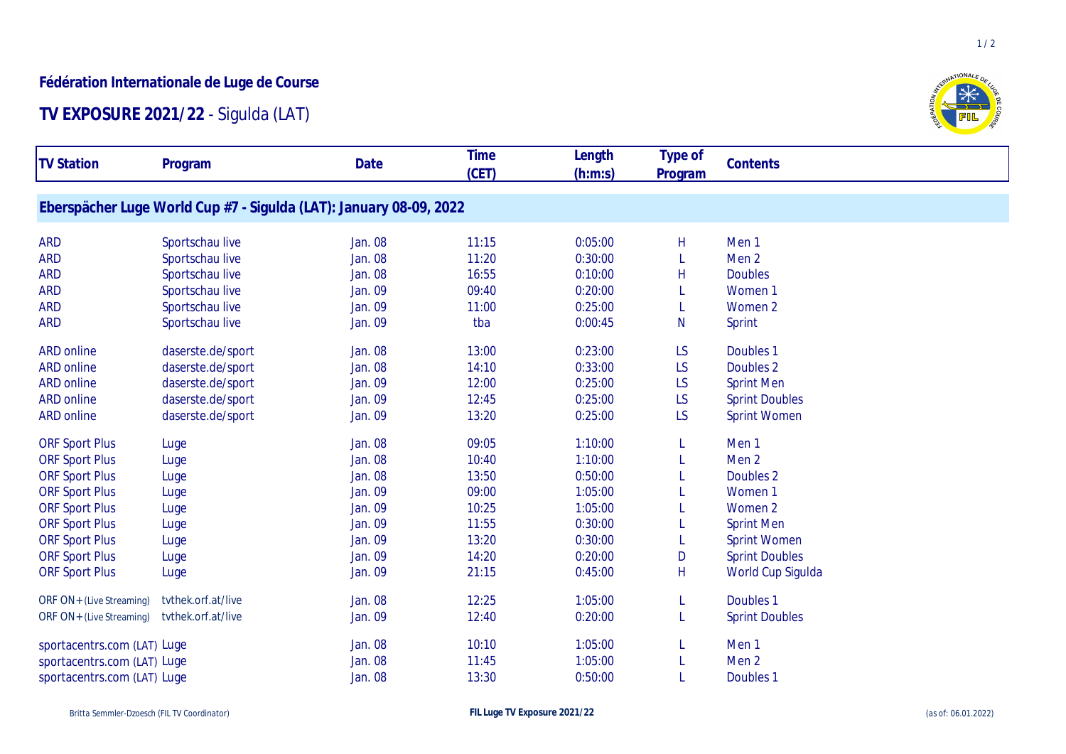**Fédération Internationale de Luge de Course**

# TV EXPOSURE 2021/22 - Sigulda (LAT)

| TV Station | Program | Date | Time (CET) | Length (h:m:s) | Type of Program | Contents |
|---|---|---|---|---|---|---|
| **Eberspächer Luge World Cup #7 - Sigulda (LAT): January 08-09, 2022** | | | | | | |
| ARD | Sportschau live | Jan. 08 | 11:15 | 0:05:00 | H | Men 1 |
| ARD | Sportschau live | Jan. 08 | 11:20 | 0:30:00 | L | Men 2 |
| ARD | Sportschau live | Jan. 08 | 16:55 | 0:10:00 | H | Doubles |
| ARD | Sportschau live | Jan. 09 | 09:40 | 0:20:00 | L | Women 1 |
| ARD | Sportschau live | Jan. 09 | 11:00 | 0:25:00 | L | Women 2 |
| ARD | Sportschau live | Jan. 09 | tba | 0:00:45 | N | Sprint |
| ARD online | daserste.de/sport | Jan. 08 | 13:00 | 0:23:00 | LS | Doubles 1 |
| ARD online | daserste.de/sport | Jan. 08 | 14:10 | 0:33:00 | LS | Doubles 2 |
| ARD online | daserste.de/sport | Jan. 09 | 12:00 | 0:25:00 | LS | Sprint Men |
| ARD online | daserste.de/sport | Jan. 09 | 12:45 | 0:25:00 | LS | Sprint Doubles |
| ARD online | daserste.de/sport | Jan. 09 | 13:20 | 0:25:00 | LS | Sprint Women |
| ORF Sport Plus | Luge | Jan. 08 | 09:05 | 1:10:00 | L | Men 1 |
| ORF Sport Plus | Luge | Jan. 08 | 10:40 | 1:10:00 | L | Men 2 |
| ORF Sport Plus | Luge | Jan. 08 | 13:50 | 0:50:00 | L | Doubles 2 |
| ORF Sport Plus | Luge | Jan. 09 | 09:00 | 1:05:00 | L | Women 1 |
| ORF Sport Plus | Luge | Jan. 09 | 10:25 | 1:05:00 | L | Women 2 |
| ORF Sport Plus | Luge | Jan. 09 | 11:55 | 0:30:00 | L | Sprint Men |
| ORF Sport Plus | Luge | Jan. 09 | 13:20 | 0:30:00 | L | Sprint Women |
| ORF Sport Plus | Luge | Jan. 09 | 14:20 | 0:20:00 | D | Sprint Doubles |
| ORF Sport Plus | Luge | Jan. 09 | 21:15 | 0:45:00 | H | World Cup Sigulda |
| ORF ON+ (Live Streaming) | tvthek.orf.at/live | Jan. 08 | 12:25 | 1:05:00 | L | Doubles 1 |
| ORF ON+ (Live Streaming) | tvthek.orf.at/live | Jan. 09 | 12:40 | 0:20:00 | L | Sprint Doubles |
| sportacentrs.com (LAT) | Luge | Jan. 08 | 10:10 | 1:05:00 | L | Men 1 |
| sportacentrs.com (LAT) | Luge | Jan. 08 | 11:45 | 1:05:00 | L | Men 2 |
| sportacentrs.com (LAT) | Luge | Jan. 08 | 13:30 | 0:50:00 | L | Doubles 1 |

Britta Semmler-Dzoesch (FIL TV Coordinator) — FIL Luge TV Exposure 2021/22 — (as of: 06.01.2022)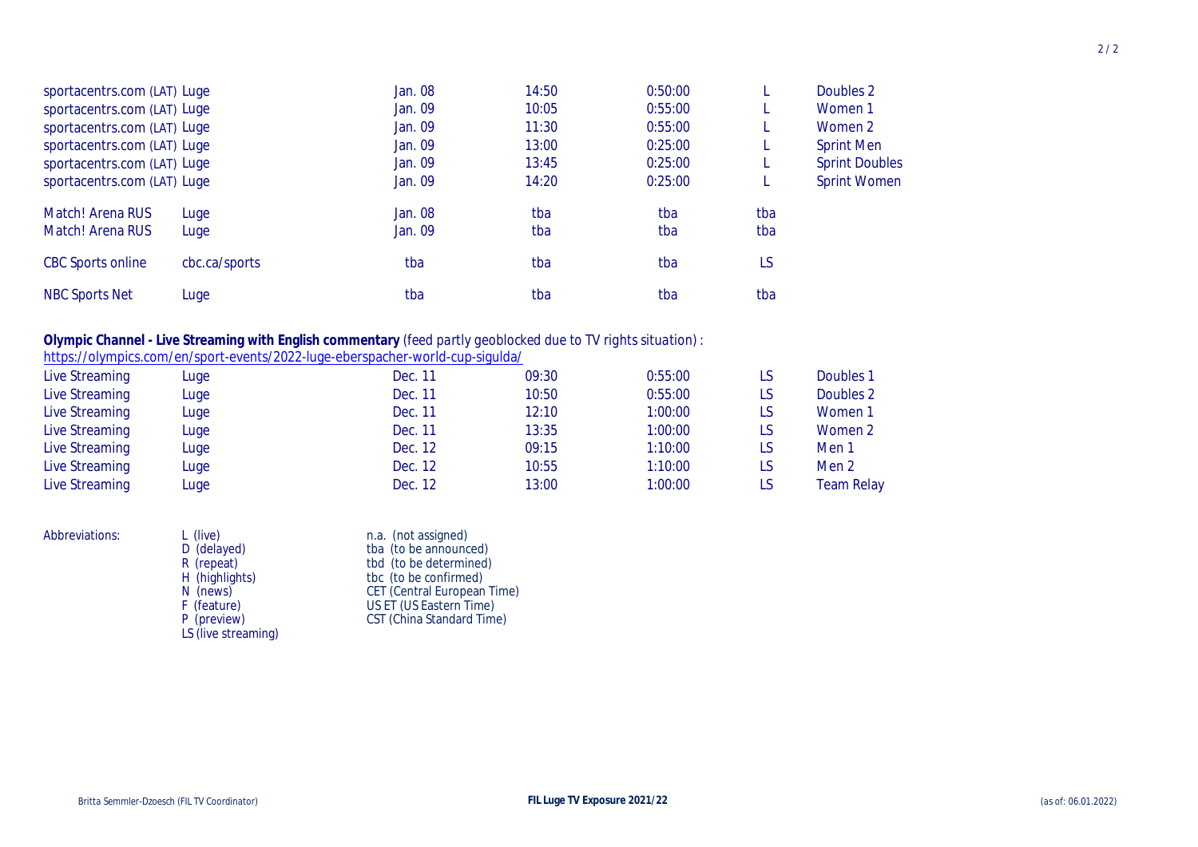| | | | | | | |
|---|---|---|---|---|---|---|
| sportacentrs.com (LAT) | Luge | Jan. 08 | 14:50 | 0:50:00 | L | Doubles 2 |
| sportacentrs.com (LAT) | Luge | Jan. 09 | 10:05 | 0:55:00 | L | Women 1 |
| sportacentrs.com (LAT) | Luge | Jan. 09 | 11:30 | 0:55:00 | L | Women 2 |
| sportacentrs.com (LAT) | Luge | Jan. 09 | 13:00 | 0:25:00 | L | Sprint Men |
| sportacentrs.com (LAT) | Luge | Jan. 09 | 13:45 | 0:25:00 | L | Sprint Doubles |
| sportacentrs.com (LAT) | Luge | Jan. 09 | 14:20 | 0:25:00 | L | Sprint Women |
| Match! Arena RUS | Luge | Jan. 08 | tba | tba | tba | |
| Match! Arena RUS | Luge | Jan. 09 | tba | tba | tba | |
| CBC Sports online | cbc.ca/sports | tba | tba | tba | LS | |
| NBC Sports Net | Luge | tba | tba | tba | tba | |

**Olympic Channel - Live Streaming with English commentary** (feed partly geoblocked due to TV rights situation) :
https://olympics.com/en/sport-events/2022-luge-eberspacher-world-cup-sigulda/

| | | | | | | |
|---|---|---|---|---|---|---|
| Live Streaming | Luge | Dec. 11 | 09:30 | 0:55:00 | LS | Doubles 1 |
| Live Streaming | Luge | Dec. 11 | 10:50 | 0:55:00 | LS | Doubles 2 |
| Live Streaming | Luge | Dec. 11 | 12:10 | 1:00:00 | LS | Women 1 |
| Live Streaming | Luge | Dec. 11 | 13:35 | 1:00:00 | LS | Women 2 |
| Live Streaming | Luge | Dec. 12 | 09:15 | 1:10:00 | LS | Men 1 |
| Live Streaming | Luge | Dec. 12 | 10:55 | 1:10:00 | LS | Men 2 |
| Live Streaming | Luge | Dec. 12 | 13:00 | 1:00:00 | LS | Team Relay |

Abbreviations:

- L (live)
- D (delayed)
- R (repeat)
- H (highlights)
- N (news)
- F (feature)
- P (preview)
- LS (live streaming)

- n.a. (not assigned)
- tba (to be announced)
- tbd (to be determined)
- tbc (to be confirmed)
- CET (Central European Time)
- US ET (US Eastern Time)
- CST (China Standard Time)